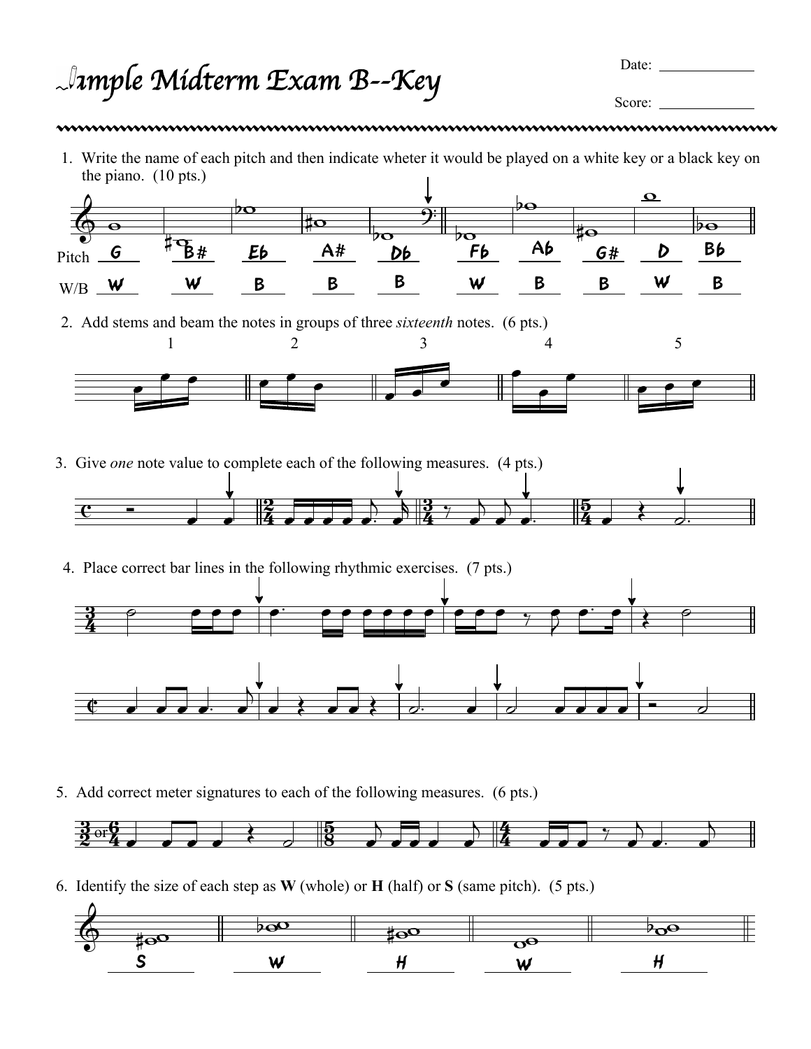# Sample Midterm Exam B--Key

Date: ____________

Score: ____________

1. Write the name of each pitch and then indicate wheter it would be played on a white key or a black key on the piano. (10 pts.)

| | | | | | | | | | | |
|---|---|---|---|---|---|---|---|---|---|---|
| Pitch | G | B# | Eb | A# | Db | Fb | Ab | G# | D | Bb |
| W/B | W | W | B | B | B | W | B | B | W | B |

2. Add stems and beam the notes in groups of three *sixteenth* notes. (6 pts.)

1 2 3 4 5

3. Give *one* note value to complete each of the following measures. (4 pts.)

4. Place correct bar lines in the following rhythmic exercises. (7 pts.)

5. Add correct meter signatures to each of the following measures. (6 pts.)

3/2 or 6/4 — 5/8 — 4/4

6. Identify the size of each step as **W** (whole) or **H** (half) or **S** (same pitch). (5 pts.)

S — W — H — W — H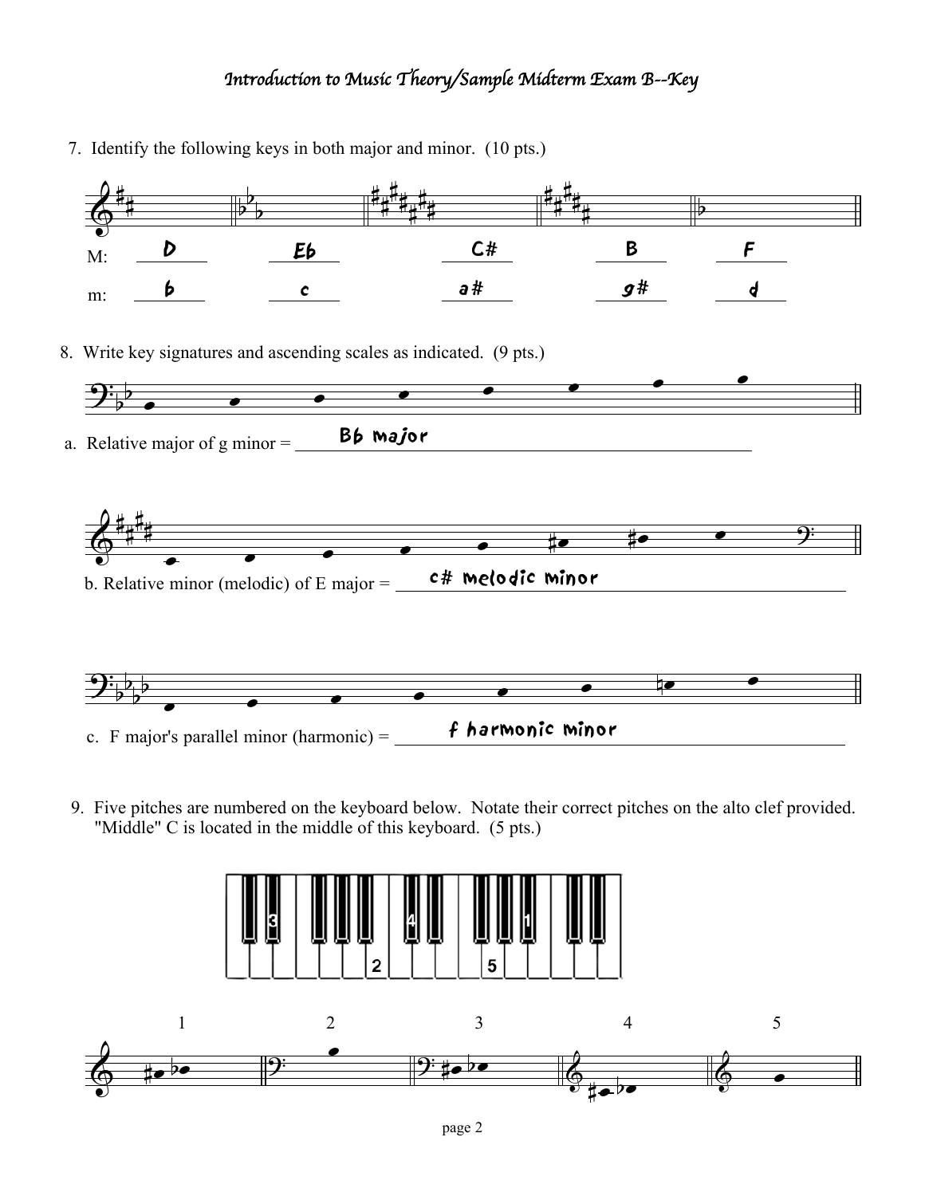# *Introduction to Music Theory/Sample Midterm Exam B--Key*

7. Identify the following keys in both major and minor. (10 pts.)

| | | | | | |
|---|---|---|---|---|---|
| M: | D | Eb | C# | B | F |
| m: | b | c | a# | g# | d |

8. Write key signatures and ascending scales as indicated. (9 pts.)

a. Relative major of g minor = Bb major

b. Relative minor (melodic) of E major = c# melodic minor

c. F major's parallel minor (harmonic) = f harmonic minor

9. Five pitches are numbered on the keyboard below. Notate their correct pitches on the alto clef provided. "Middle" C is located in the middle of this keyboard. (5 pts.)

1 2 3 4 5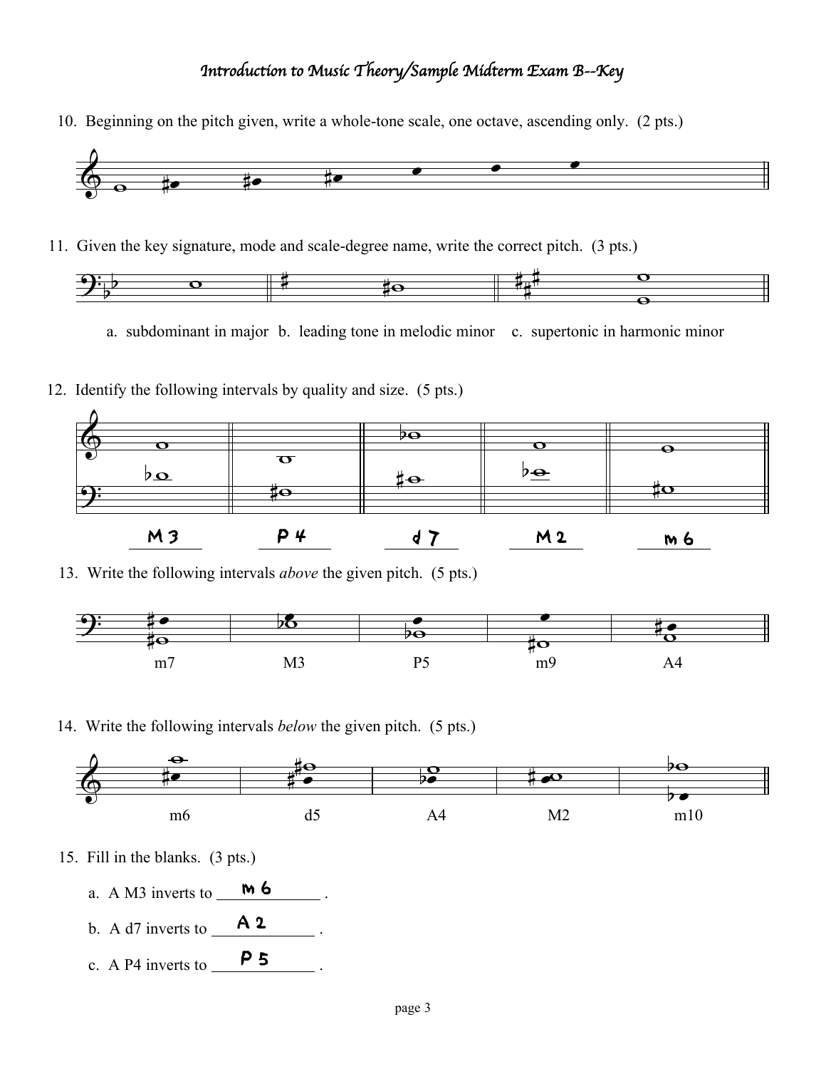# *Introduction to Music Theory/Sample Midterm Exam B--Key*

10. Beginning on the pitch given, write a whole-tone scale, one octave, ascending only. (2 pts.)

11. Given the key signature, mode and scale-degree name, write the correct pitch. (3 pts.)

a. subdominant in major  b. leading tone in melodic minor  c. supertonic in harmonic minor

12. Identify the following intervals by quality and size. (5 pts.)

M 3 | P 4 | d 7 | M 2 | m 6

13. Write the following intervals *above* the given pitch. (5 pts.)

m7 | M3 | P5 | m9 | A4

14. Write the following intervals *below* the given pitch. (5 pts.)

m6 | d5 | A4 | M2 | m10

15. Fill in the blanks. (3 pts.)

a. A M3 inverts to **m 6** .

b. A d7 inverts to **A 2** .

c. A P4 inverts to **P 5** .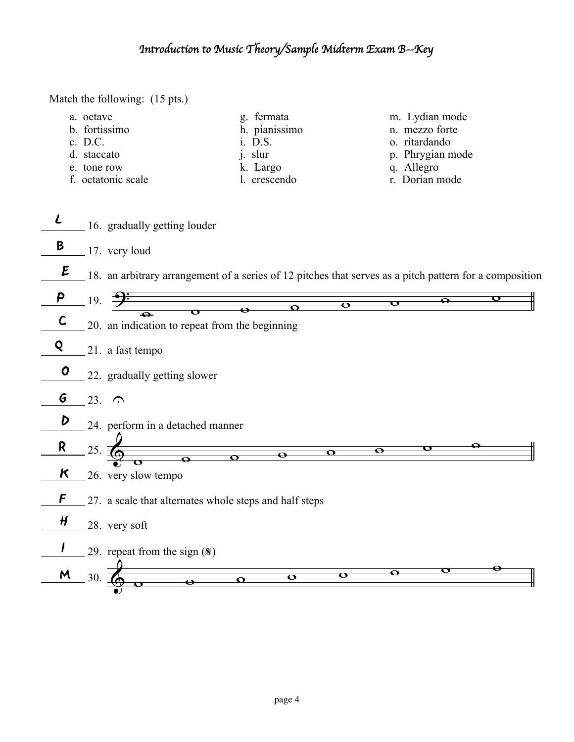# *Introduction to Music Theory/Sample Midterm Exam B--Key*

Match the following: (15 pts.)

a. octave
b. fortissimo
c. D.C.
d. staccato
e. tone row
f. octatonic scale
g. fermata
h. pianissimo
i. D.S.
j. slur
k. Largo
l. crescendo
m. Lydian mode
n. mezzo forte
o. ritardando
p. Phrygian mode
q. Allegro
r. Dorian mode

L 16. gradually getting louder

B 17. very loud

E 18. an arbitrary arrangement of a series of 12 pitches that serves as a pitch pattern for a composition

P 19.

C 20. an indication to repeat from the beginning

Q 21. a fast tempo

O 22. gradually getting slower

G 23. 𝄐

D 24. perform in a detached manner

R 25.

K 26. very slow tempo

F 27. a scale that alternates whole steps and half steps

H 28. very soft

I 29. repeat from the sign (𝄋)

M 30.